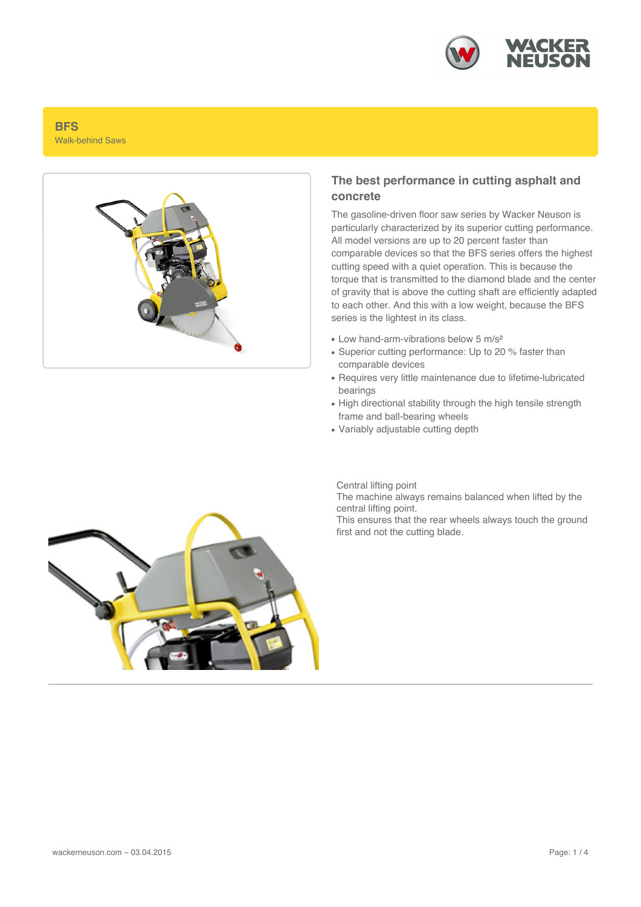# BFS

Walk-behind Saws

## The best performance in cutting asphalt and concrete

The gasoline-driven floor saw series by Wacker Neuson is particularly characterized by its superior cutting performance. All model versions are up to 20 percent faster than comparable devices so that the BFS series offers the highest cutting speed with a quiet operation. This is because the torque that is transmitted to the diamond blade and the center of gravity that is above the cutting shaft are efficiently adapted to each other. And this with a low weight, because the BFS series is the lightest in its class.

- Low hand-arm-vibrations below 5 m/s²
- Superior cutting performance: Up to 20 % faster than comparable devices
- Requires very little maintenance due to lifetime-lubricated bearings
- High directional stability through the high tensile strength frame and ball-bearing wheels
- Variably adjustable cutting depth

Central lifting point
The machine always remains balanced when lifted by the central lifting point.
This ensures that the rear wheels always touch the ground first and not the cutting blade.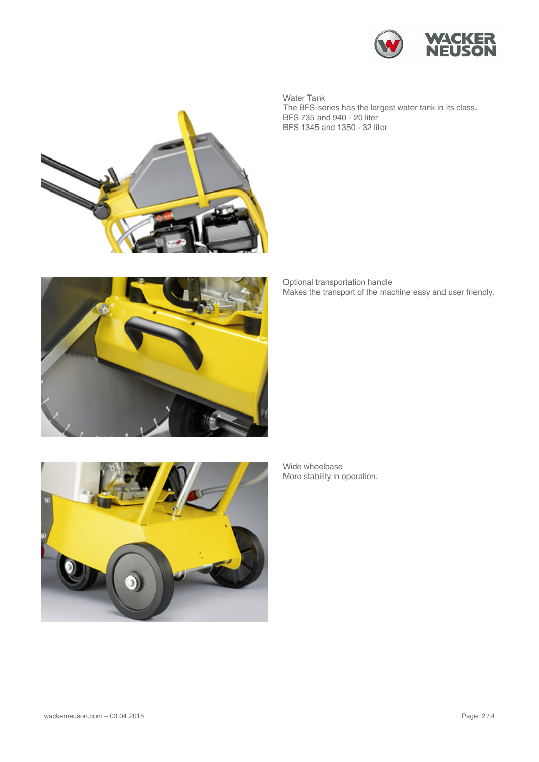Water Tank

The BFS-series has the largest water tank in its class.
BFS 735 and 940 - 20 liter
BFS 1345 and 1350 - 32 liter

---

Optional transportation handle

Makes the transport of the machine easy and user friendly.

---

Wide wheelbase

More stability in operation.

---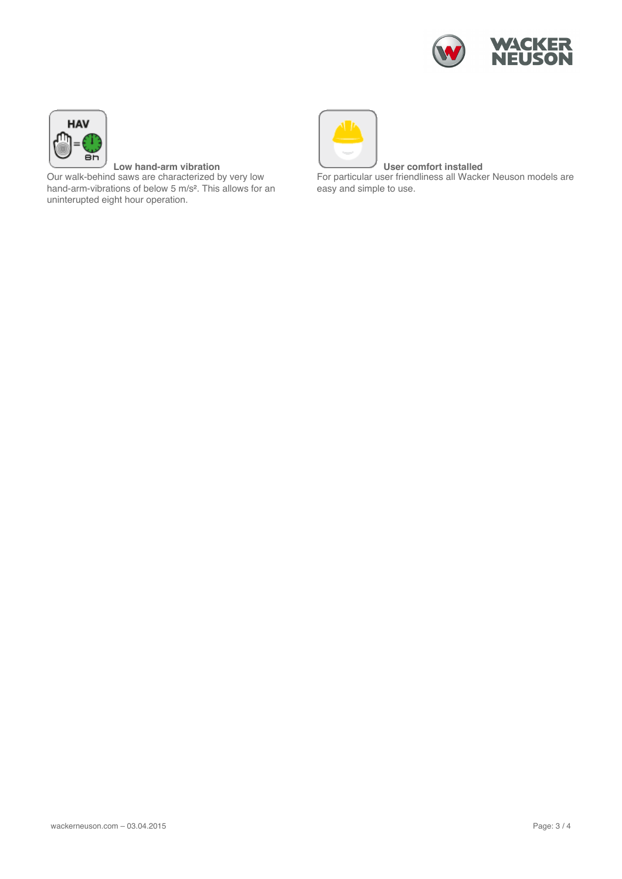**Low hand-arm vibration**

Our walk-behind saws are characterized by very low hand-arm-vibrations of below 5 m/s². This allows for an uninterupted eight hour operation.

**User comfort installed**

For particular user friendliness all Wacker Neuson models are easy and simple to use.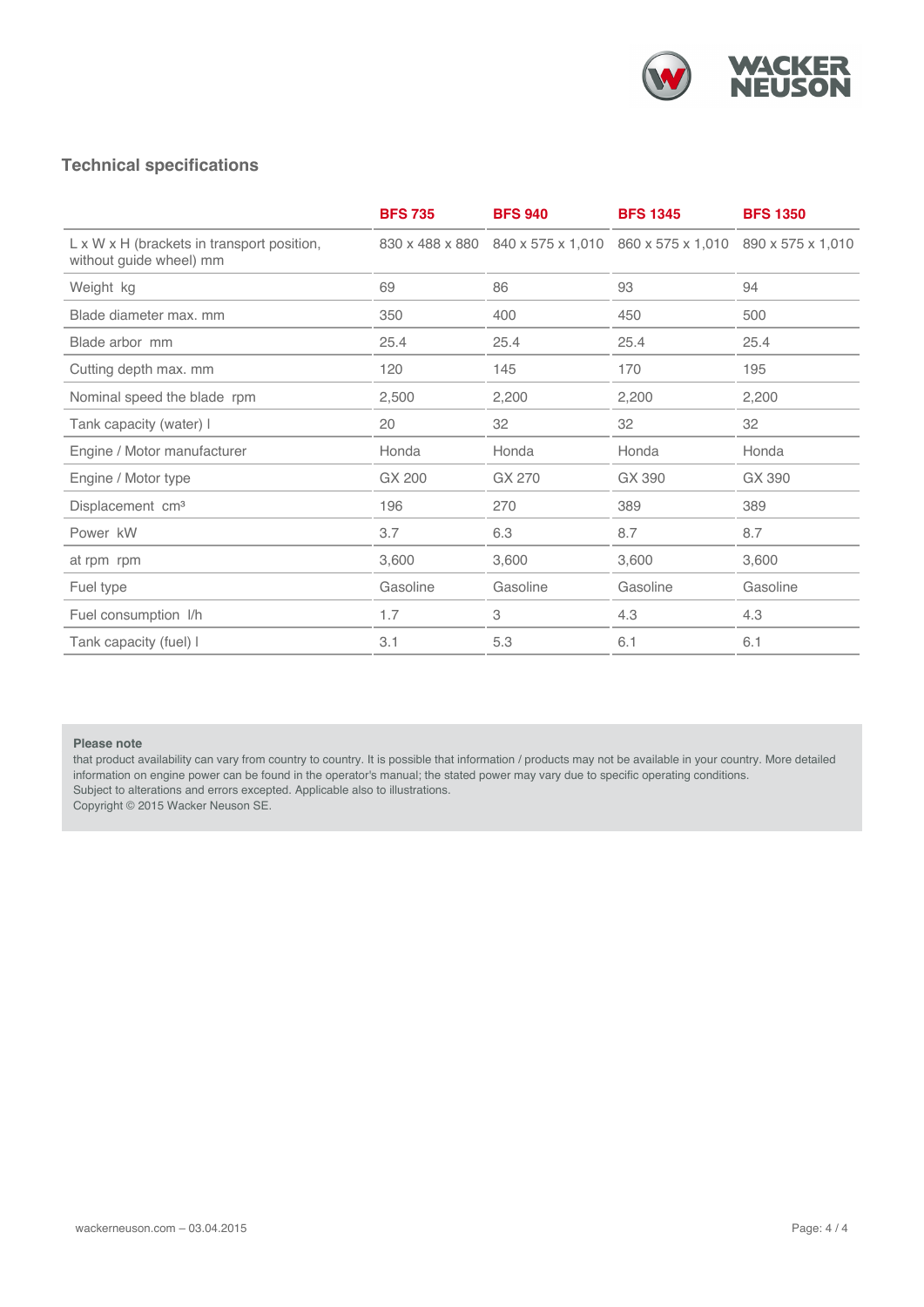## Technical specifications

| | BFS 735 | BFS 940 | BFS 1345 | BFS 1350 |
|---|---|---|---|---|
| L x W x H (brackets in transport position, without guide wheel) mm | 830 x 488 x 880 | 840 x 575 x 1,010 | 860 x 575 x 1,010 | 890 x 575 x 1,010 |
| Weight kg | 69 | 86 | 93 | 94 |
| Blade diameter max. mm | 350 | 400 | 450 | 500 |
| Blade arbor mm | 25.4 | 25.4 | 25.4 | 25.4 |
| Cutting depth max. mm | 120 | 145 | 170 | 195 |
| Nominal speed the blade rpm | 2,500 | 2,200 | 2,200 | 2,200 |
| Tank capacity (water) l | 20 | 32 | 32 | 32 |
| Engine / Motor manufacturer | Honda | Honda | Honda | Honda |
| Engine / Motor type | GX 200 | GX 270 | GX 390 | GX 390 |
| Displacement cm³ | 196 | 270 | 389 | 389 |
| Power kW | 3.7 | 6.3 | 8.7 | 8.7 |
| at rpm rpm | 3,600 | 3,600 | 3,600 | 3,600 |
| Fuel type | Gasoline | Gasoline | Gasoline | Gasoline |
| Fuel consumption l/h | 1.7 | 3 | 4.3 | 4.3 |
| Tank capacity (fuel) l | 3.1 | 5.3 | 6.1 | 6.1 |

**Please note**
that product availability can vary from country to country. It is possible that information / products may not be available in your country. More detailed information on engine power can be found in the operator's manual; the stated power may vary due to specific operating conditions.
Subject to alterations and errors excepted. Applicable also to illustrations.
Copyright © 2015 Wacker Neuson SE.

wackerneuson.com – 03.04.2015